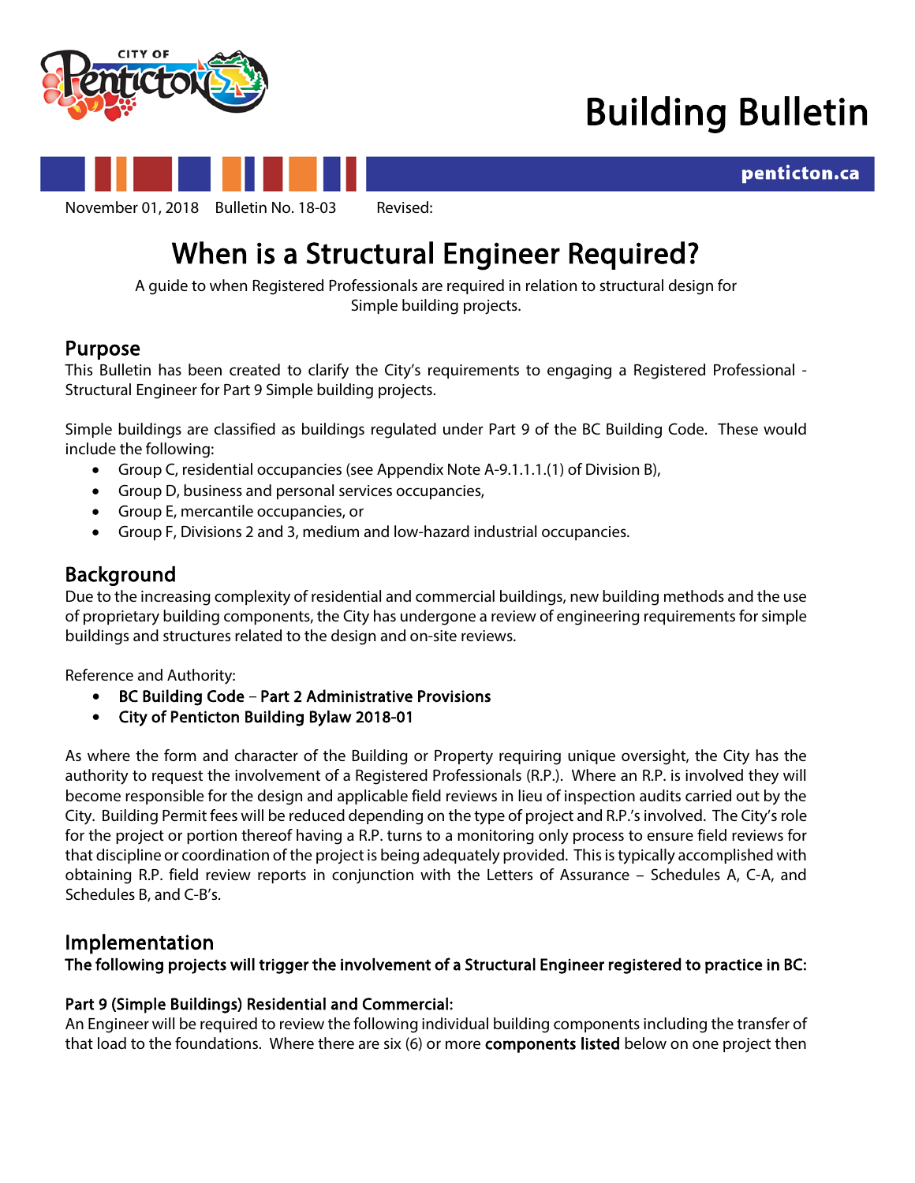# Building Bulletin

penticton.ca

November 01, 2018 Bulletin No. 18-03 Revised:

# When is a Structural Engineer Required?

A guide to when Registered Professionals are required in relation to structural design for Simple building projects.

## Purpose

This Bulletin has been created to clarify the City's requirements to engaging a Registered Professional - Structural Engineer for Part 9 Simple building projects.

Simple buildings are classified as buildings regulated under Part 9 of the BC Building Code. These would include the following:

- Group C, residential occupancies (see Appendix Note A-9.1.1.1.(1) of Division B),
- Group D, business and personal services occupancies,
- Group E, mercantile occupancies, or
- Group F, Divisions 2 and 3, medium and low-hazard industrial occupancies.

## Background

Due to the increasing complexity of residential and commercial buildings, new building methods and the use of proprietary building components, the City has undergone a review of engineering requirements for simple buildings and structures related to the design and on-site reviews.

Reference and Authority:

- **BC Building Code – Part 2 Administrative Provisions**
- **City of Penticton Building Bylaw 2018-01**

As where the form and character of the Building or Property requiring unique oversight, the City has the authority to request the involvement of a Registered Professionals (R.P.). Where an R.P. is involved they will become responsible for the design and applicable field reviews in lieu of inspection audits carried out by the City. Building Permit fees will be reduced depending on the type of project and R.P.'s involved. The City's role for the project or portion thereof having a R.P. turns to a monitoring only process to ensure field reviews for that discipline or coordination of the project is being adequately provided. This is typically accomplished with obtaining R.P. field review reports in conjunction with the Letters of Assurance – Schedules A, C-A, and Schedules B, and C-B's.

## Implementation

**The following projects will trigger the involvement of a Structural Engineer registered to practice in BC:**

**Part 9 (Simple Buildings) Residential and Commercial:**

An Engineer will be required to review the following individual building components including the transfer of that load to the foundations. Where there are six (6) or more **components listed** below on one project then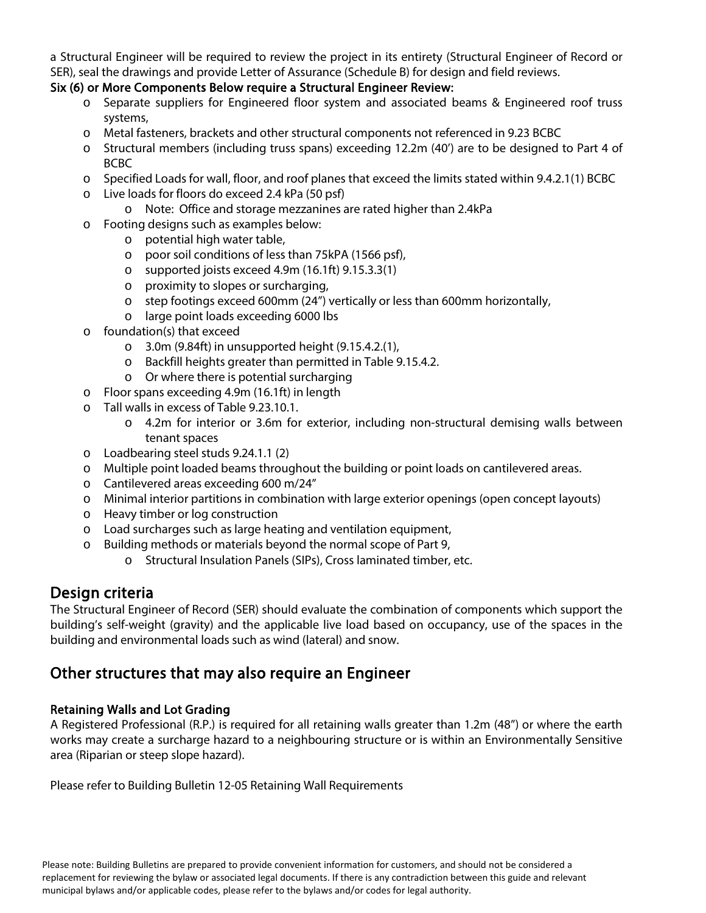a Structural Engineer will be required to review the project in its entirety (Structural Engineer of Record or SER), seal the drawings and provide Letter of Assurance (Schedule B) for design and field reviews.

**Six (6) or More Components Below require a Structural Engineer Review:**

- Separate suppliers for Engineered floor system and associated beams & Engineered roof truss systems,
- Metal fasteners, brackets and other structural components not referenced in 9.23 BCBC
- Structural members (including truss spans) exceeding 12.2m (40') are to be designed to Part 4 of BCBC
- Specified Loads for wall, floor, and roof planes that exceed the limits stated within 9.4.2.1(1) BCBC
- Live loads for floors do exceed 2.4 kPa (50 psf)
  - Note: Office and storage mezzanines are rated higher than 2.4kPa
- Footing designs such as examples below:
  - potential high water table,
  - poor soil conditions of less than 75kPA (1566 psf),
  - supported joists exceed 4.9m (16.1ft) 9.15.3.3(1)
  - proximity to slopes or surcharging,
  - step footings exceed 600mm (24") vertically or less than 600mm horizontally,
  - large point loads exceeding 6000 lbs
- foundation(s) that exceed
  - 3.0m (9.84ft) in unsupported height (9.15.4.2.(1),
  - Backfill heights greater than permitted in Table 9.15.4.2.
  - Or where there is potential surcharging
- Floor spans exceeding 4.9m (16.1ft) in length
- Tall walls in excess of Table 9.23.10.1.
  - 4.2m for interior or 3.6m for exterior, including non-structural demising walls between tenant spaces
- Loadbearing steel studs 9.24.1.1 (2)
- Multiple point loaded beams throughout the building or point loads on cantilevered areas.
- Cantilevered areas exceeding 600 m/24"
- Minimal interior partitions in combination with large exterior openings (open concept layouts)
- Heavy timber or log construction
- Load surcharges such as large heating and ventilation equipment,
- Building methods or materials beyond the normal scope of Part 9,
  - Structural Insulation Panels (SIPs), Cross laminated timber, etc.

## Design criteria

The Structural Engineer of Record (SER) should evaluate the combination of components which support the building's self-weight (gravity) and the applicable live load based on occupancy, use of the spaces in the building and environmental loads such as wind (lateral) and snow.

## Other structures that may also require an Engineer

### Retaining Walls and Lot Grading

A Registered Professional (R.P.) is required for all retaining walls greater than 1.2m (48") or where the earth works may create a surcharge hazard to a neighbouring structure or is within an Environmentally Sensitive area (Riparian or steep slope hazard).

Please refer to Building Bulletin 12-05 Retaining Wall Requirements

Please note: Building Bulletins are prepared to provide convenient information for customers, and should not be considered a replacement for reviewing the bylaw or associated legal documents. If there is any contradiction between this guide and relevant municipal bylaws and/or applicable codes, please refer to the bylaws and/or codes for legal authority.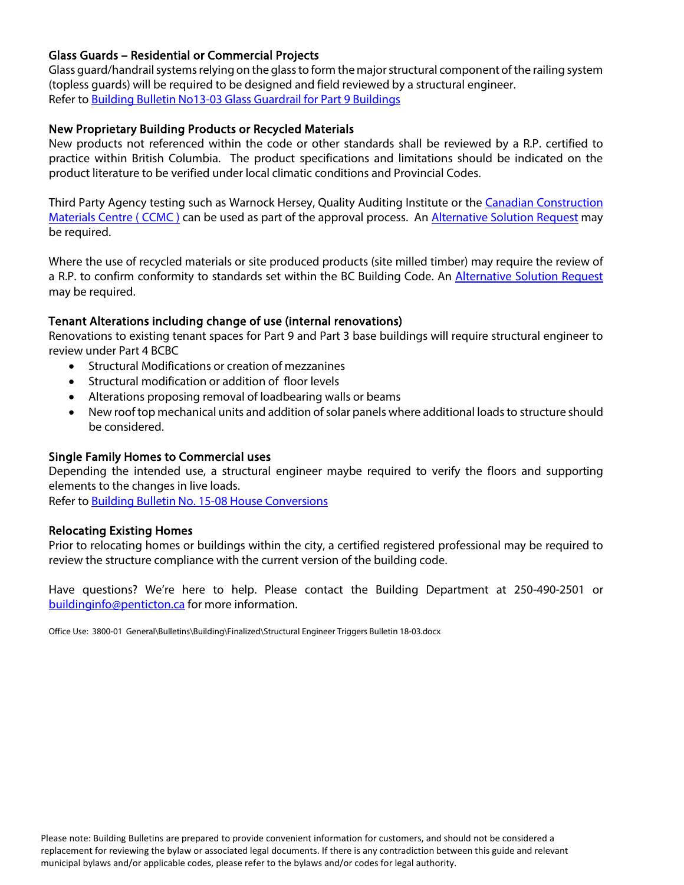### Glass Guards – Residential or Commercial Projects

Glass guard/handrail systems relying on the glass to form the major structural component of the railing system (topless guards) will be required to be designed and field reviewed by a structural engineer.
Refer to [Building Bulletin No13-03 Glass Guardrail for Part 9 Buildings]

### New Proprietary Building Products or Recycled Materials

New products not referenced within the code or other standards shall be reviewed by a R.P. certified to practice within British Columbia. The product specifications and limitations should be indicated on the product literature to be verified under local climatic conditions and Provincial Codes.

Third Party Agency testing such as Warnock Hersey, Quality Auditing Institute or the [Canadian Construction Materials Centre ( CCMC )] can be used as part of the approval process. An [Alternative Solution Request] may be required.

Where the use of recycled materials or site produced products (site milled timber) may require the review of a R.P. to confirm conformity to standards set within the BC Building Code. An [Alternative Solution Request] may be required.

### Tenant Alterations including change of use (internal renovations)

Renovations to existing tenant spaces for Part 9 and Part 3 base buildings will require structural engineer to review under Part 4 BCBC

- Structural Modifications or creation of mezzanines
- Structural modification or addition of floor levels
- Alterations proposing removal of loadbearing walls or beams
- New roof top mechanical units and addition of solar panels where additional loads to structure should be considered.

### Single Family Homes to Commercial uses

Depending the intended use, a structural engineer maybe required to verify the floors and supporting elements to the changes in live loads.
Refer to [Building Bulletin No. 15-08 House Conversions]

### Relocating Existing Homes

Prior to relocating homes or buildings within the city, a certified registered professional may be required to review the structure compliance with the current version of the building code.

Have questions? We're here to help. Please contact the Building Department at 250-490-2501 or buildinginfo@penticton.ca for more information.

Office Use: 3800-01 General\Bulletins\Building\Finalized\Structural Engineer Triggers Bulletin 18-03.docx

Please note: Building Bulletins are prepared to provide convenient information for customers, and should not be considered a replacement for reviewing the bylaw or associated legal documents. If there is any contradiction between this guide and relevant municipal bylaws and/or applicable codes, please refer to the bylaws and/or codes for legal authority.